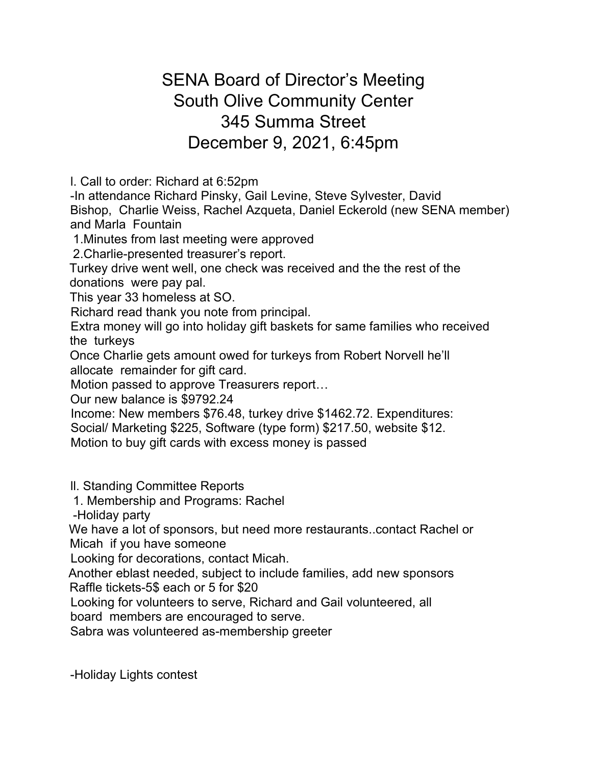# SENA Board of Director's Meeting
## South Olive Community Center
## 345 Summa Street
## December 9, 2021, 6:45pm

I. Call to order: Richard at 6:52pm

-In attendance Richard Pinsky, Gail Levine, Steve Sylvester, David Bishop, Charlie Weiss, Rachel Azqueta, Daniel Eckerold (new SENA member) and Marla Fountain

1.Minutes from last meeting were approved

2.Charlie-presented treasurer's report.

Turkey drive went well, one check was received and the the rest of the donations were pay pal.

This year 33 homeless at SO.

Richard read thank you note from principal.

Extra money will go into holiday gift baskets for same families who received the turkeys

Once Charlie gets amount owed for turkeys from Robert Norvell he'll allocate remainder for gift card.

Motion passed to approve Treasurers report…

Our new balance is $9792.24

Income: New members $76.48, turkey drive $1462.72. Expenditures: Social/ Marketing $225, Software (type form) $217.50, website $12.

Motion to buy gift cards with excess money is passed

ll. Standing Committee Reports

1. Membership and Programs: Rachel

-Holiday party

We have a lot of sponsors, but need more restaurants..contact Rachel or Micah if you have someone

Looking for decorations, contact Micah.

Another eblast needed, subject to include families, add new sponsors

Raffle tickets-5$ each or 5 for $20

Looking for volunteers to serve, Richard and Gail volunteered, all board members are encouraged to serve.

Sabra was volunteered as-membership greeter

-Holiday Lights contest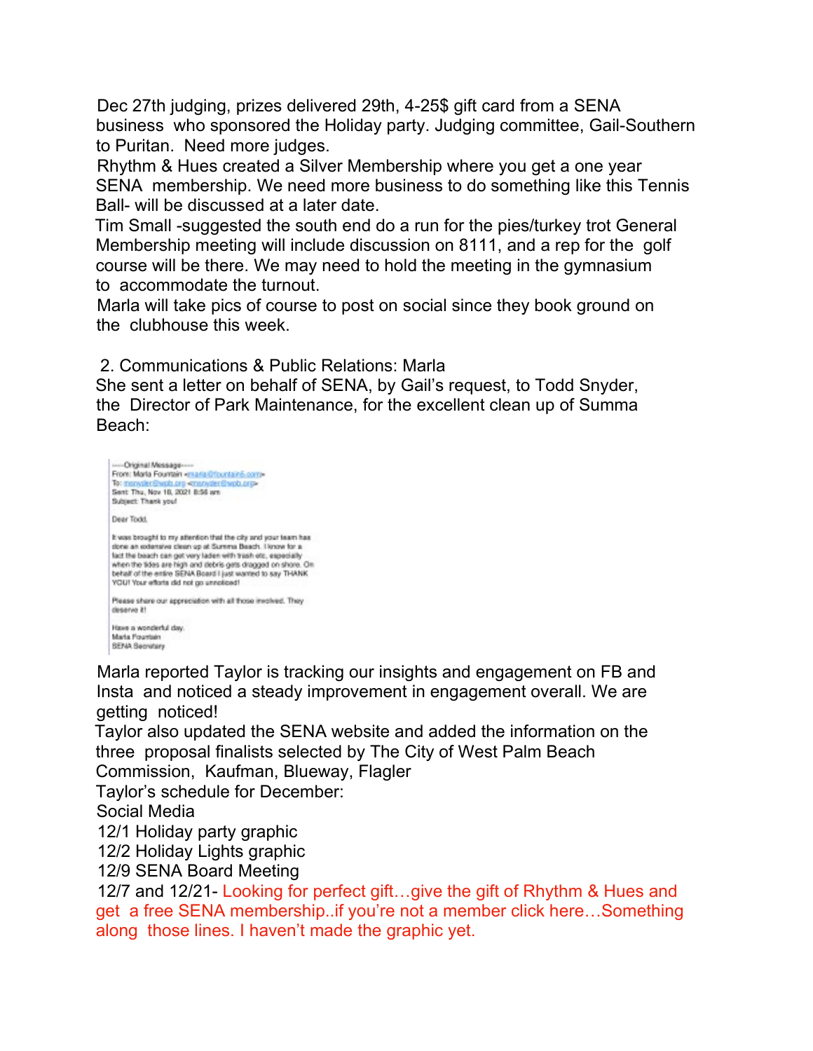Dec 27th judging, prizes delivered 29th, 4-25$ gift card from a SENA business who sponsored the Holiday party. Judging committee, Gail-Southern to Puritan. Need more judges.

Rhythm & Hues created a Silver Membership where you get a one year SENA membership. We need more business to do something like this Tennis Ball- will be discussed at a later date.

Tim Small -suggested the south end do a run for the pies/turkey trot General Membership meeting will include discussion on 8111, and a rep for the golf course will be there. We may need to hold the meeting in the gymnasium to accommodate the turnout.

Marla will take pics of course to post on social since they book ground on the clubhouse this week.

2. Communications & Public Relations: Marla

She sent a letter on behalf of SENA, by Gail's request, to Todd Snyder, the Director of Park Maintenance, for the excellent clean up of Summa Beach:

-----Original Message-----
From: Marla Fountain <marla@fountain5.com>
To: msnyder@wpb.org <msnyder@wpb.org>
Sent: Thu, Nov 18, 2021 8:56 am
Subject: Thank you!

Dear Todd,

It was brought to my attention that the city and your team has done an extensive clean up at Summa Beach. I know for a fact the beach can get very laden with trash etc, especially when the tides are high and debris gets dragged on shore. On behalf of the entire SENA Board I just wanted to say THANK YOU! Your efforts did not go unnoticed!

Please share our appreciation with all those involved. They deserve it!

Have a wonderful day,
Marla Fountain
SENA Secretary

Marla reported Taylor is tracking our insights and engagement on FB and Insta and noticed a steady improvement in engagement overall. We are getting noticed!

Taylor also updated the SENA website and added the information on the three proposal finalists selected by The City of West Palm Beach Commission, Kaufman, Blueway, Flagler

Taylor's schedule for December:

Social Media

12/1 Holiday party graphic

12/2 Holiday Lights graphic

12/9 SENA Board Meeting

12/7 and 12/21- Looking for perfect gift…give the gift of Rhythm & Hues and get a free SENA membership..if you're not a member click here…Something along those lines. I haven't made the graphic yet.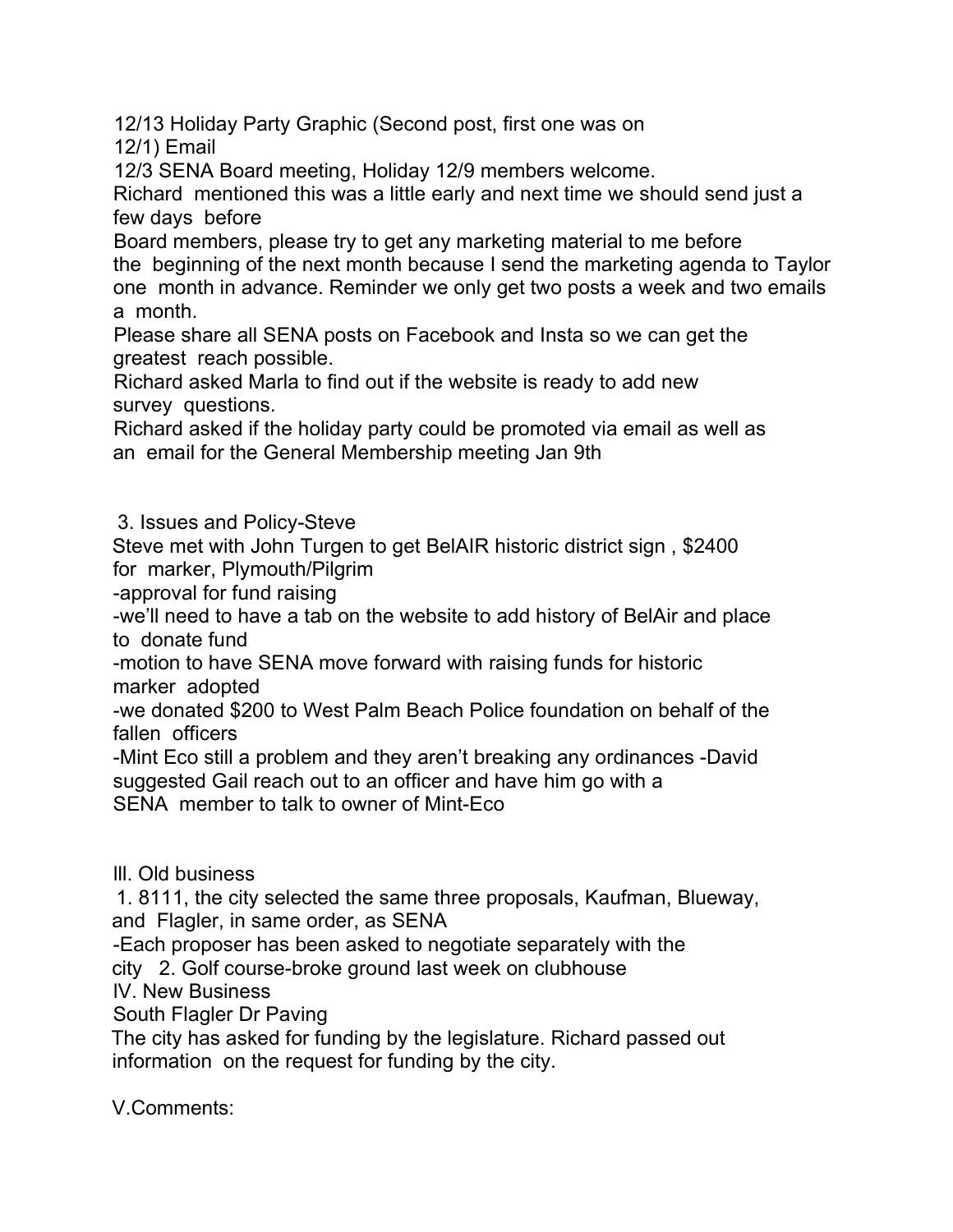12/13 Holiday Party Graphic (Second post, first one was on 12/1) Email

12/3 SENA Board meeting, Holiday 12/9 members welcome.

Richard mentioned this was a little early and next time we should send just a few days before

Board members, please try to get any marketing material to me before the beginning of the next month because I send the marketing agenda to Taylor one month in advance. Reminder we only get two posts a week and two emails a month.

Please share all SENA posts on Facebook and Insta so we can get the greatest reach possible.

Richard asked Marla to find out if the website is ready to add new survey questions.

Richard asked if the holiday party could be promoted via email as well as an email for the General Membership meeting Jan 9th

3. Issues and Policy-Steve

Steve met with John Turgen to get BelAIR historic district sign , $2400 for marker, Plymouth/Pilgrim

-approval for fund raising

-we'll need to have a tab on the website to add history of BelAir and place to donate fund

-motion to have SENA move forward with raising funds for historic marker adopted

-we donated $200 to West Palm Beach Police foundation on behalf of the fallen officers

-Mint Eco still a problem and they aren't breaking any ordinances -David suggested Gail reach out to an officer and have him go with a SENA member to talk to owner of Mint-Eco

III. Old business

1. 8111, the city selected the same three proposals, Kaufman, Blueway, and Flagler, in same order, as SENA

-Each proposer has been asked to negotiate separately with the city 2. Golf course-broke ground last week on clubhouse

IV. New Business

South Flagler Dr Paving

The city has asked for funding by the legislature. Richard passed out information on the request for funding by the city.

V.Comments: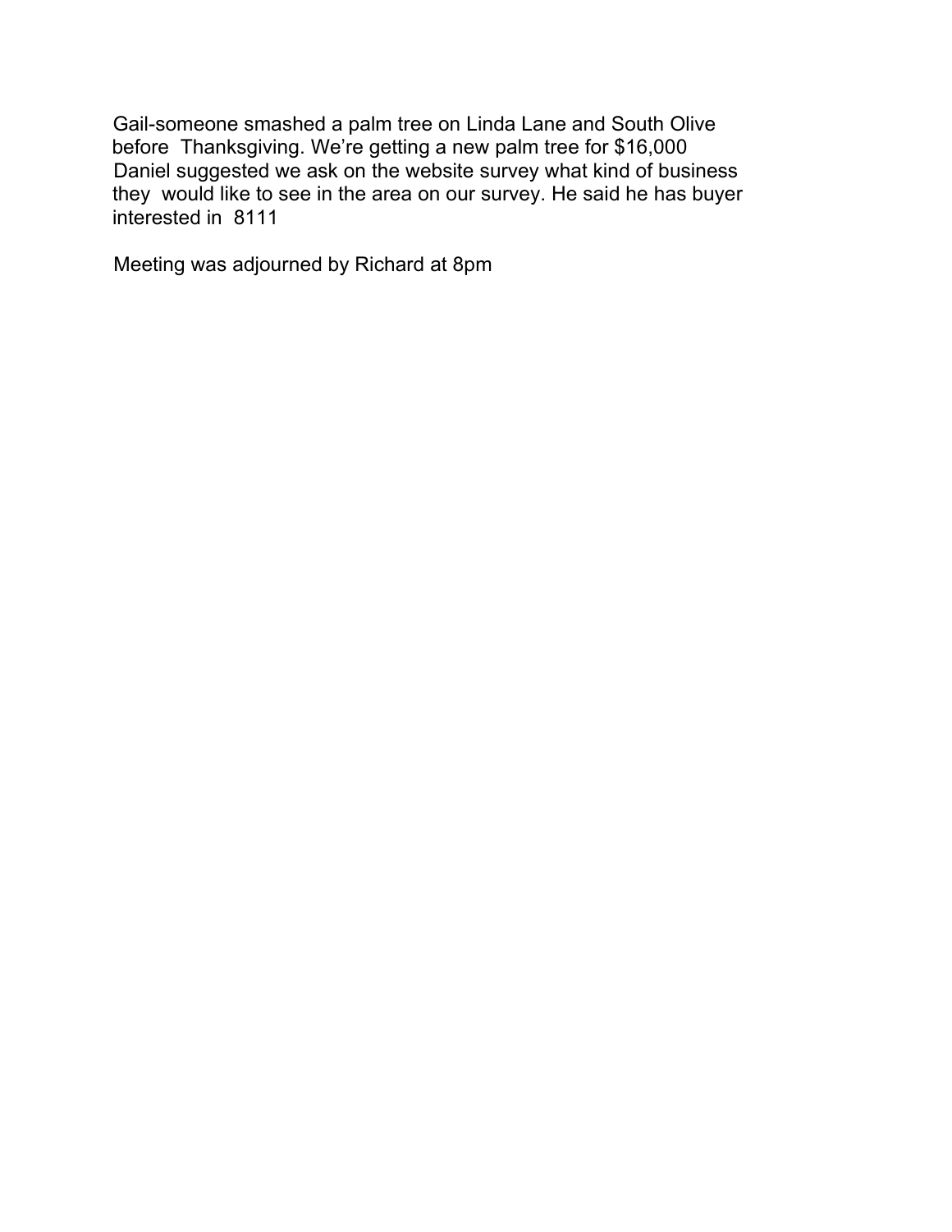Gail-someone smashed a palm tree on Linda Lane and South Olive before Thanksgiving. We're getting a new palm tree for $16,000
Daniel suggested we ask on the website survey what kind of business they would like to see in the area on our survey. He said he has buyer interested in 8111

Meeting was adjourned by Richard at 8pm